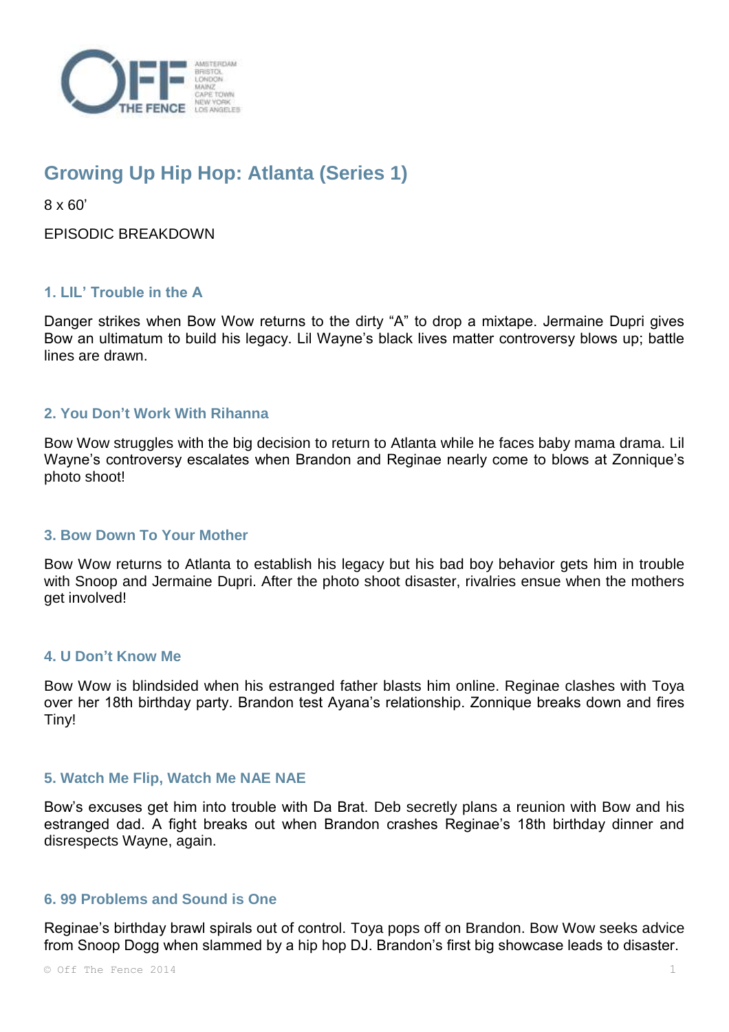# Growing Up Hip Hop: Atlanta (Series 1)

8 x 60'

EPISODIC BREAKDOWN

### 1. LIL' Trouble in the A

Danger strikes when Bow Wow returns to the dirty "A" to drop a mixtape. Jermaine Dupri gives Bow an ultimatum to build his legacy. Lil Wayne's black lives matter controversy blows up; battle lines are drawn.

### 2. You Don't Work With Rihanna

Bow Wow struggles with the big decision to return to Atlanta while he faces baby mama drama. Lil Wayne's controversy escalates when Brandon and Reginae nearly come to blows at Zonnique's photo shoot!

### 3. Bow Down To Your Mother

Bow Wow returns to Atlanta to establish his legacy but his bad boy behavior gets him in trouble with Snoop and Jermaine Dupri. After the photo shoot disaster, rivalries ensue when the mothers get involved!

### 4. U Don't Know Me

Bow Wow is blindsided when his estranged father blasts him online. Reginae clashes with Toya over her 18th birthday party. Brandon test Ayana's relationship. Zonnique breaks down and fires Tiny!

### 5. Watch Me Flip, Watch Me NAE NAE

Bow's excuses get him into trouble with Da Brat. Deb secretly plans a reunion with Bow and his estranged dad. A fight breaks out when Brandon crashes Reginae's 18th birthday dinner and disrespects Wayne, again.

### 6. 99 Problems and Sound is One

Reginae's birthday brawl spirals out of control. Toya pops off on Brandon. Bow Wow seeks advice from Snoop Dogg when slammed by a hip hop DJ. Brandon's first big showcase leads to disaster.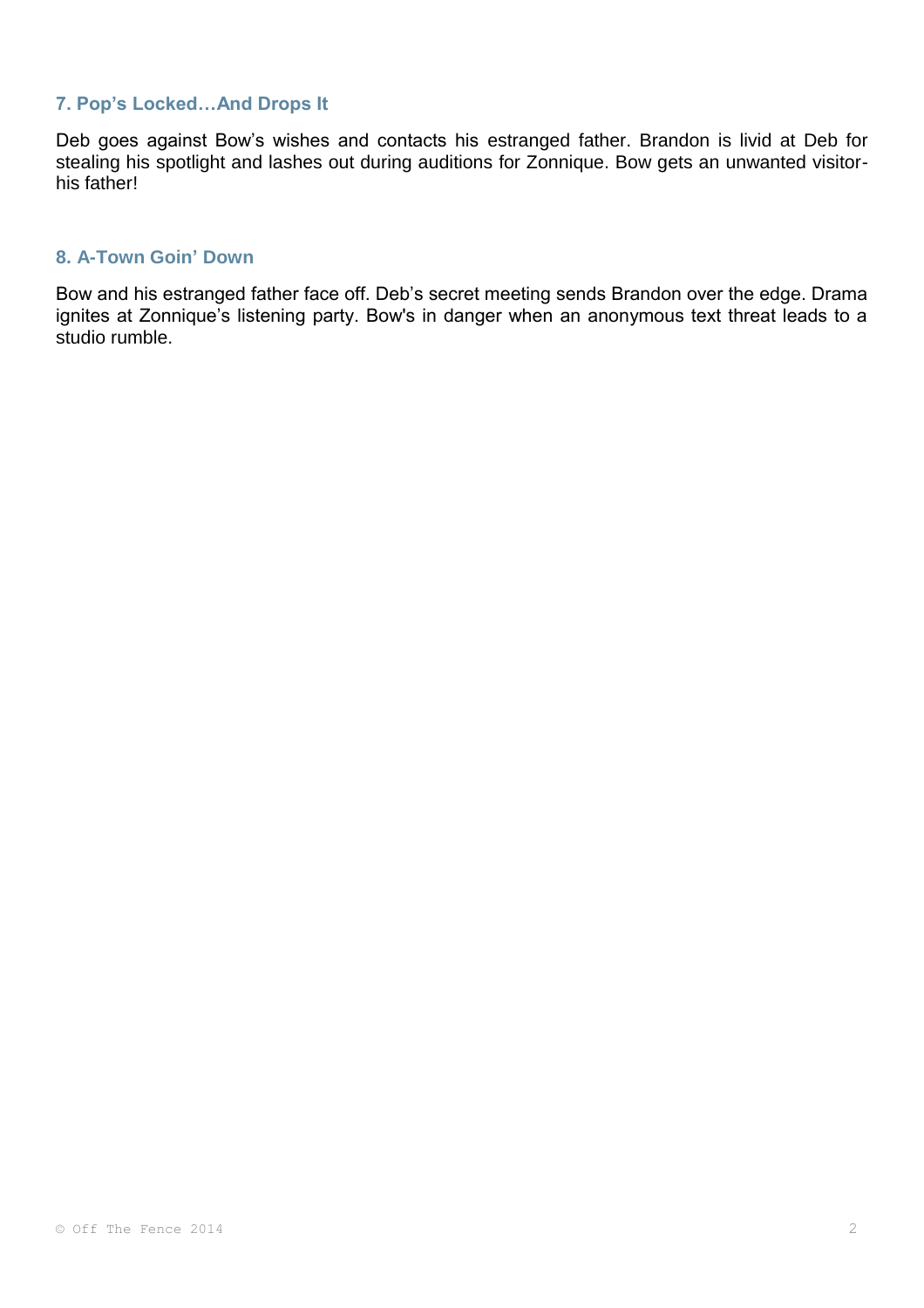### 7. Pop's Locked…And Drops It

Deb goes against Bow's wishes and contacts his estranged father. Brandon is livid at Deb for stealing his spotlight and lashes out during auditions for Zonnique. Bow gets an unwanted visitor- his father!

### 8. A-Town Goin' Down

Bow and his estranged father face off. Deb's secret meeting sends Brandon over the edge. Drama ignites at Zonnique's listening party. Bow's in danger when an anonymous text threat leads to a studio rumble.